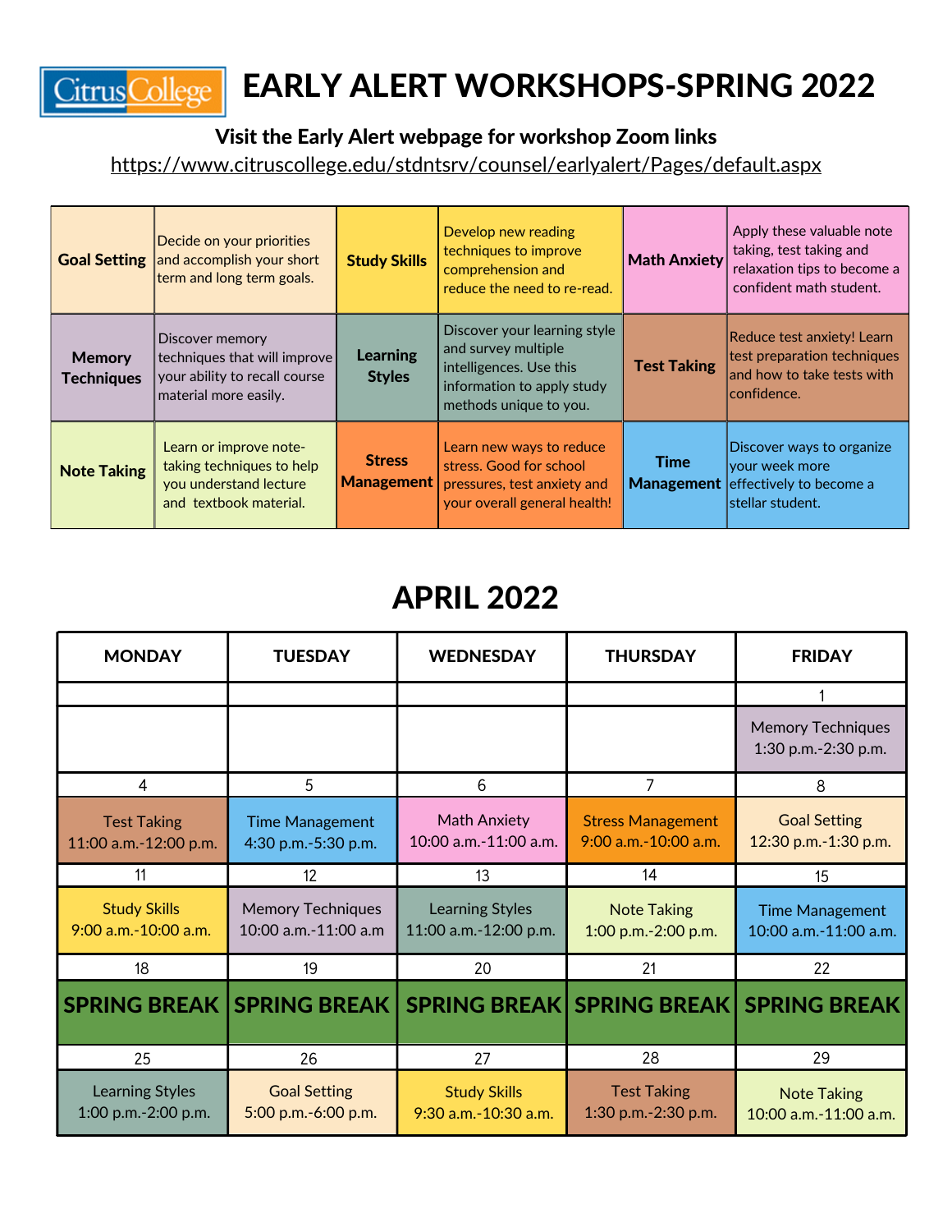# EARLY ALERT WORKSHOPS-SPRING 2022

**Visit the Early Alert webpage for workshop Zoom links**

https://www.citruscollege.edu/stdntsrv/counsel/earlyalert/Pages/default.aspx

| | | | | | |
|---|---|---|---|---|---|
| **Goal Setting** | Decide on your priorities and accomplish your short term and long term goals. | **Study Skills** | Develop new reading techniques to improve comprehension and reduce the need to re-read. | **Math Anxiety** | Apply these valuable note taking, test taking and relaxation tips to become a confident math student. |
| **Memory Techniques** | Discover memory techniques that will improve your ability to recall course material more easily. | **Learning Styles** | Discover your learning style and survey multiple intelligences. Use this information to apply study methods unique to you. | **Test Taking** | Reduce test anxiety! Learn test preparation techniques and how to take tests with confidence. |
| **Note Taking** | Learn or improve note-taking techniques to help you understand lecture and textbook material. | **Stress Management** | Learn new ways to reduce stress. Good for school pressures, test anxiety and your overall general health! | **Time Management** | Discover ways to organize your week more effectively to become a stellar student. |

## APRIL 2022

| MONDAY | TUESDAY | WEDNESDAY | THURSDAY | FRIDAY |
|---|---|---|---|---|
| | | | | 1 |
| | | | | Memory Techniques 1:30 p.m.-2:30 p.m. |
| 4 | 5 | 6 | 7 | 8 |
| Test Taking 11:00 a.m.-12:00 p.m. | Time Management 4:30 p.m.-5:30 p.m. | Math Anxiety 10:00 a.m.-11:00 a.m. | Stress Management 9:00 a.m.-10:00 a.m. | Goal Setting 12:30 p.m.-1:30 p.m. |
| 11 | 12 | 13 | 14 | 15 |
| Study Skills 9:00 a.m.-10:00 a.m. | Memory Techniques 10:00 a.m.-11:00 a.m | Learning Styles 11:00 a.m.-12:00 p.m. | Note Taking 1:00 p.m.-2:00 p.m. | Time Management 10:00 a.m.-11:00 a.m. |
| 18 | 19 | 20 | 21 | 22 |
| **SPRING BREAK** | **SPRING BREAK** | **SPRING BREAK** | **SPRING BREAK** | **SPRING BREAK** |
| 25 | 26 | 27 | 28 | 29 |
| Learning Styles 1:00 p.m.-2:00 p.m. | Goal Setting 5:00 p.m.-6:00 p.m. | Study Skills 9:30 a.m.-10:30 a.m. | Test Taking 1:30 p.m.-2:30 p.m. | Note Taking 10:00 a.m.-11:00 a.m. |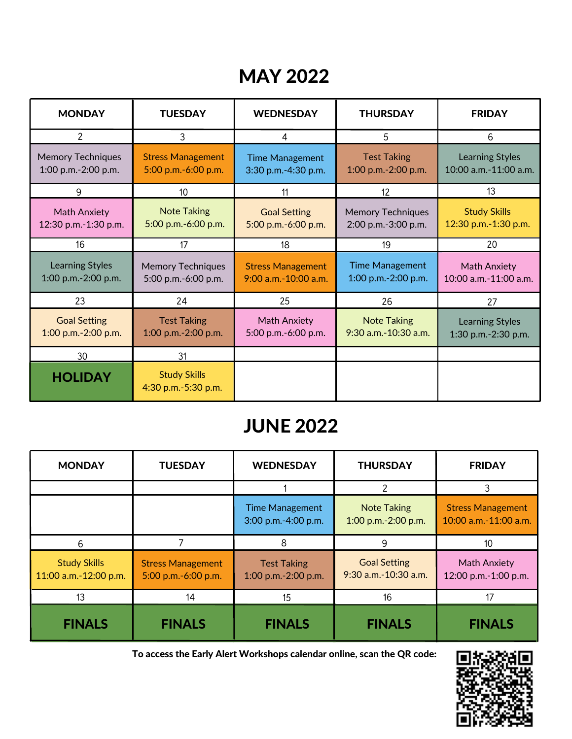# MAY 2022

| MONDAY | TUESDAY | WEDNESDAY | THURSDAY | FRIDAY |
|---|---|---|---|---|
| 2 | 3 | 4 | 5 | 6 |
| Memory Techniques 1:00 p.m.-2:00 p.m. | Stress Management 5:00 p.m.-6:00 p.m. | Time Management 3:30 p.m.-4:30 p.m. | Test Taking 1:00 p.m.-2:00 p.m. | Learning Styles 10:00 a.m.-11:00 a.m. |
| 9 | 10 | 11 | 12 | 13 |
| Math Anxiety 12:30 p.m.-1:30 p.m. | Note Taking 5:00 p.m.-6:00 p.m. | Goal Setting 5:00 p.m.-6:00 p.m. | Memory Techniques 2:00 p.m.-3:00 p.m. | Study Skills 12:30 p.m.-1:30 p.m. |
| 16 | 17 | 18 | 19 | 20 |
| Learning Styles 1:00 p.m.-2:00 p.m. | Memory Techniques 5:00 p.m.-6:00 p.m. | Stress Management 9:00 a.m.-10:00 a.m. | Time Management 1:00 p.m.-2:00 p.m. | Math Anxiety 10:00 a.m.-11:00 a.m. |
| 23 | 24 | 25 | 26 | 27 |
| Goal Setting 1:00 p.m.-2:00 p.m. | Test Taking 1:00 p.m.-2:00 p.m. | Math Anxiety 5:00 p.m.-6:00 p.m. | Note Taking 9:30 a.m.-10:30 a.m. | Learning Styles 1:30 p.m.-2:30 p.m. |
| 30 | 31 | | | |
| **HOLIDAY** | Study Skills 4:30 p.m.-5:30 p.m. | | | |

# JUNE 2022

| MONDAY | TUESDAY | WEDNESDAY | THURSDAY | FRIDAY |
|---|---|---|---|---|
| | | 1 | 2 | 3 |
| | | Time Management 3:00 p.m.-4:00 p.m. | Note Taking 1:00 p.m.-2:00 p.m. | Stress Management 10:00 a.m.-11:00 a.m. |
| 6 | 7 | 8 | 9 | 10 |
| Study Skills 11:00 a.m.-12:00 p.m. | Stress Management 5:00 p.m.-6:00 p.m. | Test Taking 1:00 p.m.-2:00 p.m. | Goal Setting 9:30 a.m.-10:30 a.m. | Math Anxiety 12:00 p.m.-1:00 p.m. |
| 13 | 14 | 15 | 16 | 17 |
| **FINALS** | **FINALS** | **FINALS** | **FINALS** | **FINALS** |

**To access the Early Alert Workshops calendar online, scan the QR code:**